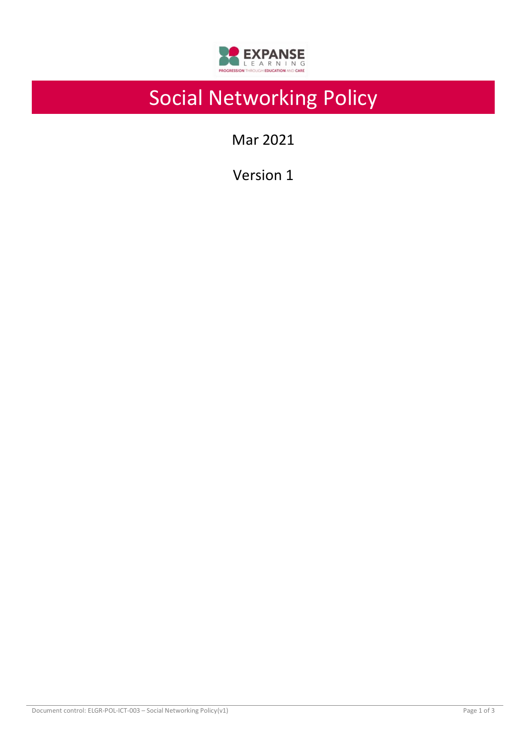# Social Networking Policy

Mar 2021

Version 1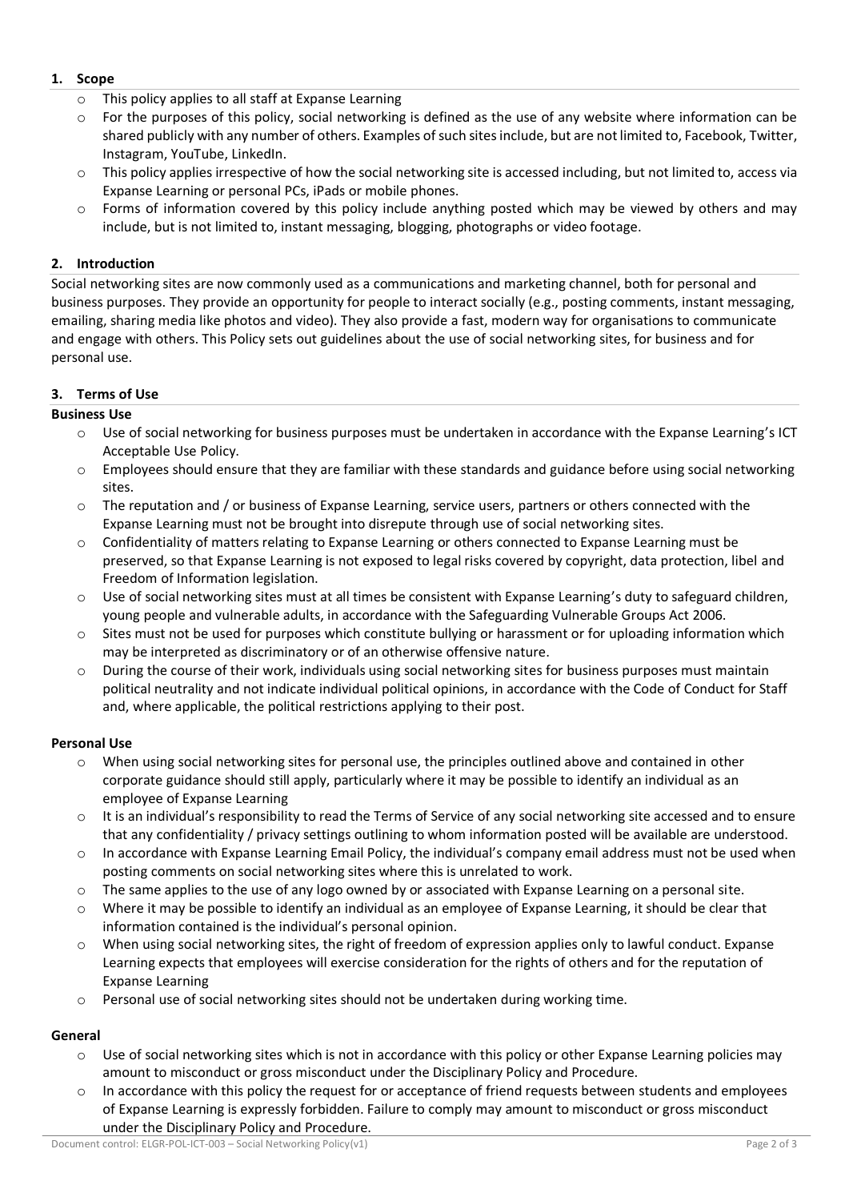## 1. Scope

- This policy applies to all staff at Expanse Learning
- For the purposes of this policy, social networking is defined as the use of any website where information can be shared publicly with any number of others. Examples of such sites include, but are not limited to, Facebook, Twitter, Instagram, YouTube, LinkedIn.
- This policy applies irrespective of how the social networking site is accessed including, but not limited to, access via Expanse Learning or personal PCs, iPads or mobile phones.
- Forms of information covered by this policy include anything posted which may be viewed by others and may include, but is not limited to, instant messaging, blogging, photographs or video footage.

## 2. Introduction

Social networking sites are now commonly used as a communications and marketing channel, both for personal and business purposes. They provide an opportunity for people to interact socially (e.g., posting comments, instant messaging, emailing, sharing media like photos and video). They also provide a fast, modern way for organisations to communicate and engage with others. This Policy sets out guidelines about the use of social networking sites, for business and for personal use.

## 3. Terms of Use

**Business Use**

- Use of social networking for business purposes must be undertaken in accordance with the Expanse Learning's ICT Acceptable Use Policy.
- Employees should ensure that they are familiar with these standards and guidance before using social networking sites.
- The reputation and / or business of Expanse Learning, service users, partners or others connected with the Expanse Learning must not be brought into disrepute through use of social networking sites.
- Confidentiality of matters relating to Expanse Learning or others connected to Expanse Learning must be preserved, so that Expanse Learning is not exposed to legal risks covered by copyright, data protection, libel and Freedom of Information legislation.
- Use of social networking sites must at all times be consistent with Expanse Learning's duty to safeguard children, young people and vulnerable adults, in accordance with the Safeguarding Vulnerable Groups Act 2006.
- Sites must not be used for purposes which constitute bullying or harassment or for uploading information which may be interpreted as discriminatory or of an otherwise offensive nature.
- During the course of their work, individuals using social networking sites for business purposes must maintain political neutrality and not indicate individual political opinions, in accordance with the Code of Conduct for Staff and, where applicable, the political restrictions applying to their post.

**Personal Use**

- When using social networking sites for personal use, the principles outlined above and contained in other corporate guidance should still apply, particularly where it may be possible to identify an individual as an employee of Expanse Learning
- It is an individual's responsibility to read the Terms of Service of any social networking site accessed and to ensure that any confidentiality / privacy settings outlining to whom information posted will be available are understood.
- In accordance with Expanse Learning Email Policy, the individual's company email address must not be used when posting comments on social networking sites where this is unrelated to work.
- The same applies to the use of any logo owned by or associated with Expanse Learning on a personal site.
- Where it may be possible to identify an individual as an employee of Expanse Learning, it should be clear that information contained is the individual's personal opinion.
- When using social networking sites, the right of freedom of expression applies only to lawful conduct. Expanse Learning expects that employees will exercise consideration for the rights of others and for the reputation of Expanse Learning
- Personal use of social networking sites should not be undertaken during working time.

**General**

- Use of social networking sites which is not in accordance with this policy or other Expanse Learning policies may amount to misconduct or gross misconduct under the Disciplinary Policy and Procedure.
- In accordance with this policy the request for or acceptance of friend requests between students and employees of Expanse Learning is expressly forbidden. Failure to comply may amount to misconduct or gross misconduct under the Disciplinary Policy and Procedure.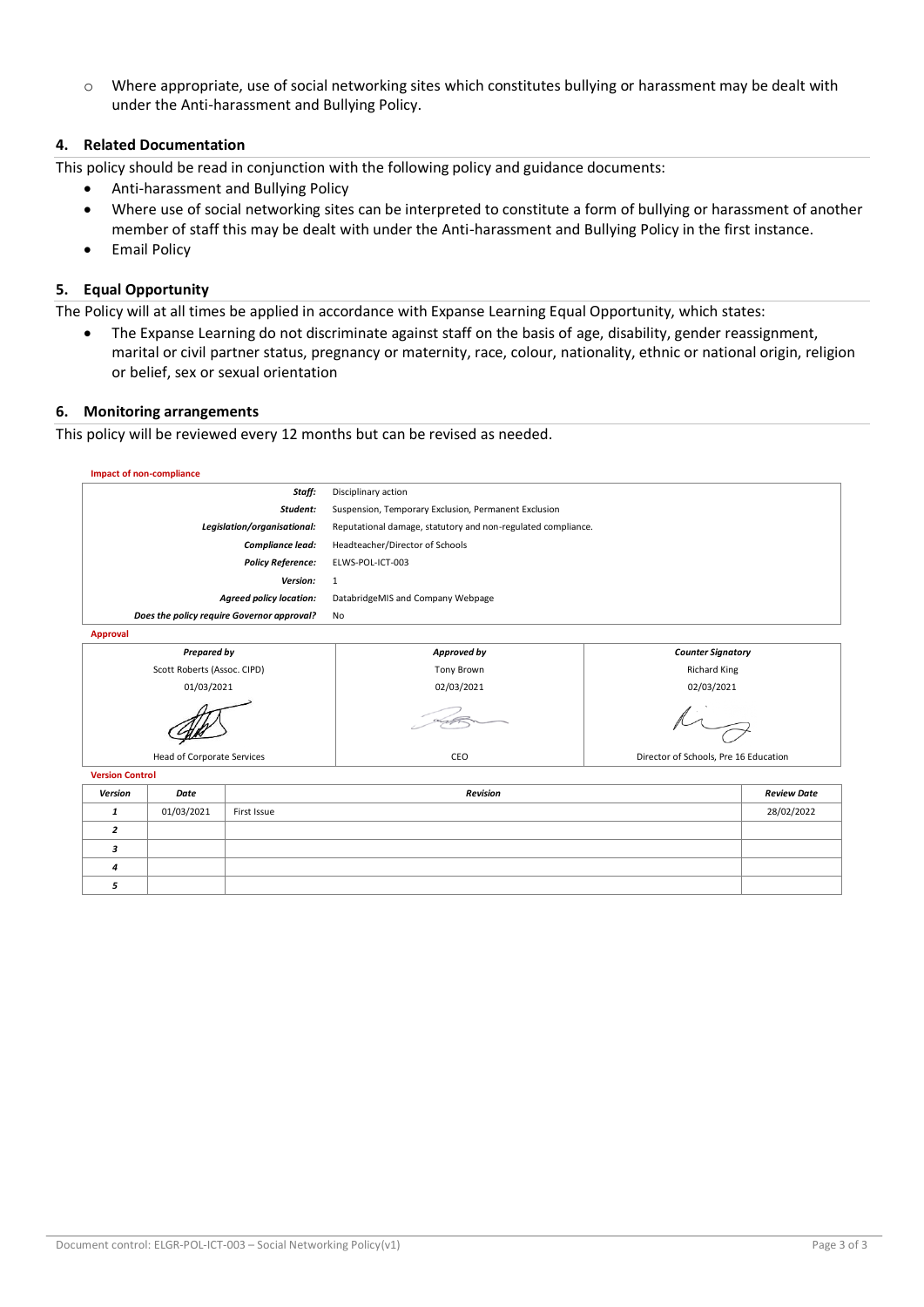- Where appropriate, use of social networking sites which constitutes bullying or harassment may be dealt with under the Anti-harassment and Bullying Policy.

## 4. Related Documentation

This policy should be read in conjunction with the following policy and guidance documents:

- Anti-harassment and Bullying Policy
- Where use of social networking sites can be interpreted to constitute a form of bullying or harassment of another member of staff this may be dealt with under the Anti-harassment and Bullying Policy in the first instance.
- Email Policy

## 5. Equal Opportunity

The Policy will at all times be applied in accordance with Expanse Learning Equal Opportunity, which states:

- The Expanse Learning do not discriminate against staff on the basis of age, disability, gender reassignment, marital or civil partner status, pregnancy or maternity, race, colour, nationality, ethnic or national origin, religion or belief, sex or sexual orientation

## 6. Monitoring arrangements

This policy will be reviewed every 12 months but can be revised as needed.

**Impact of non-compliance**

| | |
|---|---|
| ***Staff:*** | Disciplinary action |
| ***Student:*** | Suspension, Temporary Exclusion, Permanent Exclusion |
| ***Legislation/organisational:*** | Reputational damage, statutory and non-regulated compliance. |
| ***Compliance lead:*** | Headteacher/Director of Schools |
| ***Policy Reference:*** | ELWS-POL-ICT-003 |
| ***Version:*** | 1 |
| ***Agreed policy location:*** | DatabridgeMIS and Company Webpage |
| ***Does the policy require Governor approval?*** | No |

**Approval**

| *Prepared by* | *Approved by* | *Counter Signatory* |
|---|---|---|
| Scott Roberts (Assoc. CIPD) | Tony Brown | Richard King |
| 01/03/2021 | 02/03/2021 | 02/03/2021 |
| Head of Corporate Services | CEO | Director of Schools, Pre 16 Education |

**Version Control**

| *Version* | *Date* | *Revision* | *Review Date* |
|---|---|---|---|
| *1* | 01/03/2021 | First Issue | 28/02/2022 |
| *2* | | | |
| *3* | | | |
| *4* | | | |
| *5* | | | |

Document control: ELGR-POL-ICT-003 – Social Networking Policy(v1)